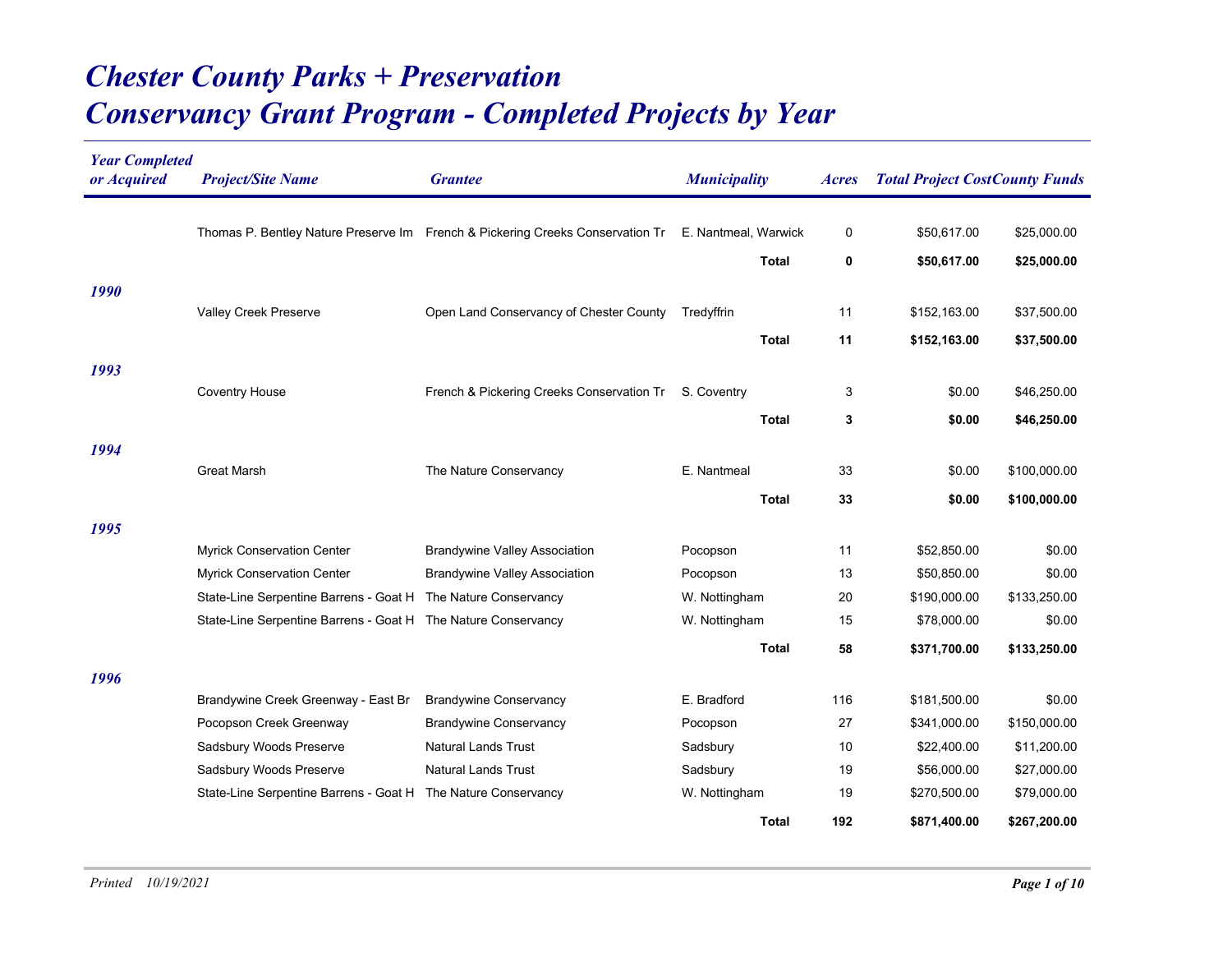# Chester County Parks + Preservation
# Conservancy Grant Program - Completed Projects by Year

| Year Completed or Acquired | Project/Site Name | Grantee | Municipality | Acres | Total Project Cost | County Funds |
|---|---|---|---|---|---|---|
| | Thomas P. Bentley Nature Preserve Im | French & Pickering Creeks Conservation Tr | E. Nantmeal, Warwick | 0 | $50,617.00 | $25,000.00 |
| | | | **Total** | **0** | **$50,617.00** | **$25,000.00** |
| ***1990*** | | | | | | |
| | Valley Creek Preserve | Open Land Conservancy of Chester County | Tredyffrin | 11 | $152,163.00 | $37,500.00 |
| | | | **Total** | **11** | **$152,163.00** | **$37,500.00** |
| ***1993*** | | | | | | |
| | Coventry House | French & Pickering Creeks Conservation Tr | S. Coventry | 3 | $0.00 | $46,250.00 |
| | | | **Total** | **3** | **$0.00** | **$46,250.00** |
| ***1994*** | | | | | | |
| | Great Marsh | The Nature Conservancy | E. Nantmeal | 33 | $0.00 | $100,000.00 |
| | | | **Total** | **33** | **$0.00** | **$100,000.00** |
| ***1995*** | | | | | | |
| | Myrick Conservation Center | Brandywine Valley Association | Pocopson | 11 | $52,850.00 | $0.00 |
| | Myrick Conservation Center | Brandywine Valley Association | Pocopson | 13 | $50,850.00 | $0.00 |
| | State-Line Serpentine Barrens - Goat H | The Nature Conservancy | W. Nottingham | 20 | $190,000.00 | $133,250.00 |
| | State-Line Serpentine Barrens - Goat H | The Nature Conservancy | W. Nottingham | 15 | $78,000.00 | $0.00 |
| | | | **Total** | **58** | **$371,700.00** | **$133,250.00** |
| ***1996*** | | | | | | |
| | Brandywine Creek Greenway - East Br | Brandywine Conservancy | E. Bradford | 116 | $181,500.00 | $0.00 |
| | Pocopson Creek Greenway | Brandywine Conservancy | Pocopson | 27 | $341,000.00 | $150,000.00 |
| | Sadsbury Woods Preserve | Natural Lands Trust | Sadsbury | 10 | $22,400.00 | $11,200.00 |
| | Sadsbury Woods Preserve | Natural Lands Trust | Sadsbury | 19 | $56,000.00 | $27,000.00 |
| | State-Line Serpentine Barrens - Goat H | The Nature Conservancy | W. Nottingham | 19 | $270,500.00 | $79,000.00 |
| | | | **Total** | **192** | **$871,400.00** | **$267,200.00** |

*Printed 10/19/2021*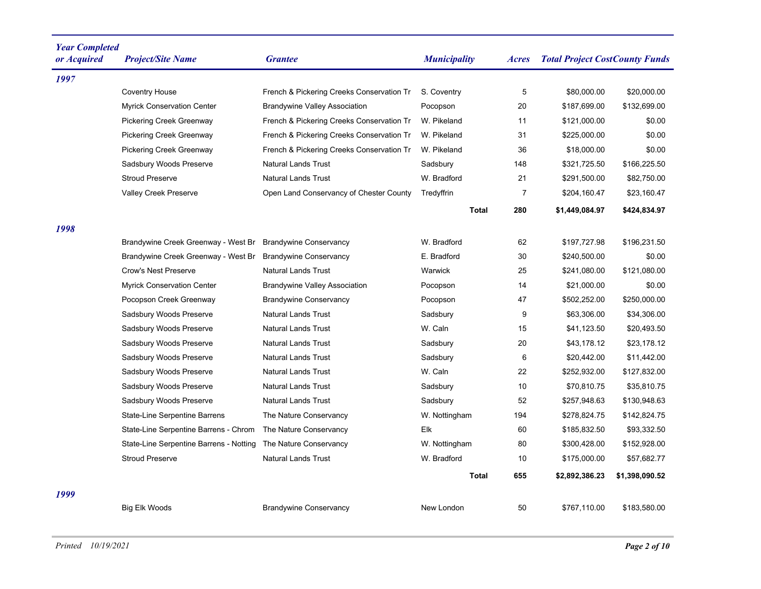| Year Completed or Acquired | Project/Site Name | Grantee | Municipality | Acres | Total Project Cost | County Funds |
|---|---|---|---|---|---|---|
| **1997** | | | | | | |
| | Coventry House | French & Pickering Creeks Conservation Tr | S. Coventry | 5 | $80,000.00 | $20,000.00 |
| | Myrick Conservation Center | Brandywine Valley Association | Pocopson | 20 | $187,699.00 | $132,699.00 |
| | Pickering Creek Greenway | French & Pickering Creeks Conservation Tr | W. Pikeland | 11 | $121,000.00 | $0.00 |
| | Pickering Creek Greenway | French & Pickering Creeks Conservation Tr | W. Pikeland | 31 | $225,000.00 | $0.00 |
| | Pickering Creek Greenway | French & Pickering Creeks Conservation Tr | W. Pikeland | 36 | $18,000.00 | $0.00 |
| | Sadsbury Woods Preserve | Natural Lands Trust | Sadsbury | 148 | $321,725.50 | $166,225.50 |
| | Stroud Preserve | Natural Lands Trust | W. Bradford | 21 | $291,500.00 | $82,750.00 |
| | Valley Creek Preserve | Open Land Conservancy of Chester County | Tredyffrin | 7 | $204,160.47 | $23,160.47 |
| | | | **Total** | **280** | **$1,449,084.97** | **$424,834.97** |
| **1998** | | | | | | |
| | Brandywine Creek Greenway - West Br | Brandywine Conservancy | W. Bradford | 62 | $197,727.98 | $196,231.50 |
| | Brandywine Creek Greenway - West Br | Brandywine Conservancy | E. Bradford | 30 | $240,500.00 | $0.00 |
| | Crow's Nest Preserve | Natural Lands Trust | Warwick | 25 | $241,080.00 | $121,080.00 |
| | Myrick Conservation Center | Brandywine Valley Association | Pocopson | 14 | $21,000.00 | $0.00 |
| | Pocopson Creek Greenway | Brandywine Conservancy | Pocopson | 47 | $502,252.00 | $250,000.00 |
| | Sadsbury Woods Preserve | Natural Lands Trust | Sadsbury | 9 | $63,306.00 | $34,306.00 |
| | Sadsbury Woods Preserve | Natural Lands Trust | W. Caln | 15 | $41,123.50 | $20,493.50 |
| | Sadsbury Woods Preserve | Natural Lands Trust | Sadsbury | 20 | $43,178.12 | $23,178.12 |
| | Sadsbury Woods Preserve | Natural Lands Trust | Sadsbury | 6 | $20,442.00 | $11,442.00 |
| | Sadsbury Woods Preserve | Natural Lands Trust | W. Caln | 22 | $252,932.00 | $127,832.00 |
| | Sadsbury Woods Preserve | Natural Lands Trust | Sadsbury | 10 | $70,810.75 | $35,810.75 |
| | Sadsbury Woods Preserve | Natural Lands Trust | Sadsbury | 52 | $257,948.63 | $130,948.63 |
| | State-Line Serpentine Barrens | The Nature Conservancy | W. Nottingham | 194 | $278,824.75 | $142,824.75 |
| | State-Line Serpentine Barrens - Chrom | The Nature Conservancy | Elk | 60 | $185,832.50 | $93,332.50 |
| | State-Line Serpentine Barrens - Notting | The Nature Conservancy | W. Nottingham | 80 | $300,428.00 | $152,928.00 |
| | Stroud Preserve | Natural Lands Trust | W. Bradford | 10 | $175,000.00 | $57,682.77 |
| | | | **Total** | **655** | **$2,892,386.23** | **$1,398,090.52** |
| **1999** | | | | | | |
| | Big Elk Woods | Brandywine Conservancy | New London | 50 | $767,110.00 | $183,580.00 |

*Printed 10/19/2021*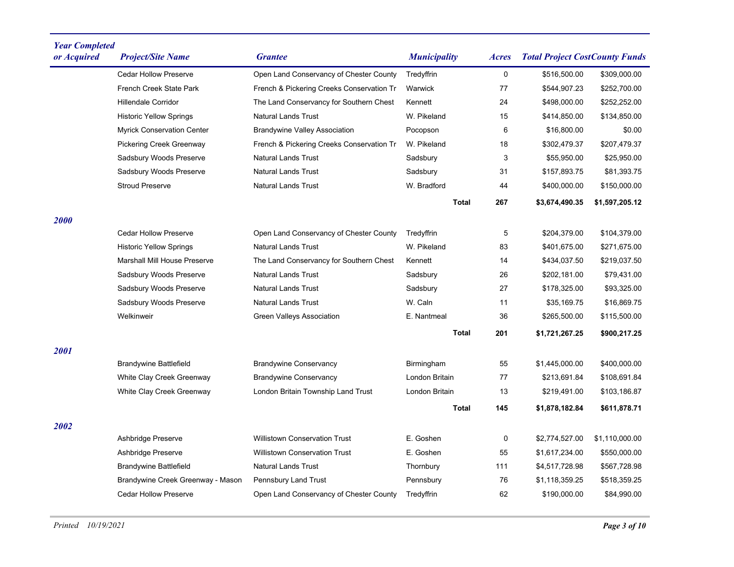| Year Completed or Acquired | Project/Site Name | Grantee | Municipality | Acres | Total Project Cost | County Funds |
|---|---|---|---|---|---|---|
| | Cedar Hollow Preserve | Open Land Conservancy of Chester County | Tredyffrin | 0 | $516,500.00 | $309,000.00 |
| | French Creek State Park | French & Pickering Creeks Conservation Tr | Warwick | 77 | $544,907.23 | $252,700.00 |
| | Hillendale Corridor | The Land Conservancy for Southern Chest | Kennett | 24 | $498,000.00 | $252,252.00 |
| | Historic Yellow Springs | Natural Lands Trust | W. Pikeland | 15 | $414,850.00 | $134,850.00 |
| | Myrick Conservation Center | Brandywine Valley Association | Pocopson | 6 | $16,800.00 | $0.00 |
| | Pickering Creek Greenway | French & Pickering Creeks Conservation Tr | W. Pikeland | 18 | $302,479.37 | $207,479.37 |
| | Sadsbury Woods Preserve | Natural Lands Trust | Sadsbury | 3 | $55,950.00 | $25,950.00 |
| | Sadsbury Woods Preserve | Natural Lands Trust | Sadsbury | 31 | $157,893.75 | $81,393.75 |
| | Stroud Preserve | Natural Lands Trust | W. Bradford | 44 | $400,000.00 | $150,000.00 |
| | | | **Total** | **267** | **$3,674,490.35** | **$1,597,205.12** |
| ***2000*** | | | | | | |
| | Cedar Hollow Preserve | Open Land Conservancy of Chester County | Tredyffrin | 5 | $204,379.00 | $104,379.00 |
| | Historic Yellow Springs | Natural Lands Trust | W. Pikeland | 83 | $401,675.00 | $271,675.00 |
| | Marshall Mill House Preserve | The Land Conservancy for Southern Chest | Kennett | 14 | $434,037.50 | $219,037.50 |
| | Sadsbury Woods Preserve | Natural Lands Trust | Sadsbury | 26 | $202,181.00 | $79,431.00 |
| | Sadsbury Woods Preserve | Natural Lands Trust | Sadsbury | 27 | $178,325.00 | $93,325.00 |
| | Sadsbury Woods Preserve | Natural Lands Trust | W. Caln | 11 | $35,169.75 | $16,869.75 |
| | Welkinweir | Green Valleys Association | E. Nantmeal | 36 | $265,500.00 | $115,500.00 |
| | | | **Total** | **201** | **$1,721,267.25** | **$900,217.25** |
| ***2001*** | | | | | | |
| | Brandywine Battlefield | Brandywine Conservancy | Birmingham | 55 | $1,445,000.00 | $400,000.00 |
| | White Clay Creek Greenway | Brandywine Conservancy | London Britain | 77 | $213,691.84 | $108,691.84 |
| | White Clay Creek Greenway | London Britain Township Land Trust | London Britain | 13 | $219,491.00 | $103,186.87 |
| | | | **Total** | **145** | **$1,878,182.84** | **$611,878.71** |
| ***2002*** | | | | | | |
| | Ashbridge Preserve | Willistown Conservation Trust | E. Goshen | 0 | $2,774,527.00 | $1,110,000.00 |
| | Ashbridge Preserve | Willistown Conservation Trust | E. Goshen | 55 | $1,617,234.00 | $550,000.00 |
| | Brandywine Battlefield | Natural Lands Trust | Thornbury | 111 | $4,517,728.98 | $567,728.98 |
| | Brandywine Creek Greenway - Mason | Pennsbury Land Trust | Pennsbury | 76 | $1,118,359.25 | $518,359.25 |
| | Cedar Hollow Preserve | Open Land Conservancy of Chester County | Tredyffrin | 62 | $190,000.00 | $84,990.00 |

*Printed 10/19/2021*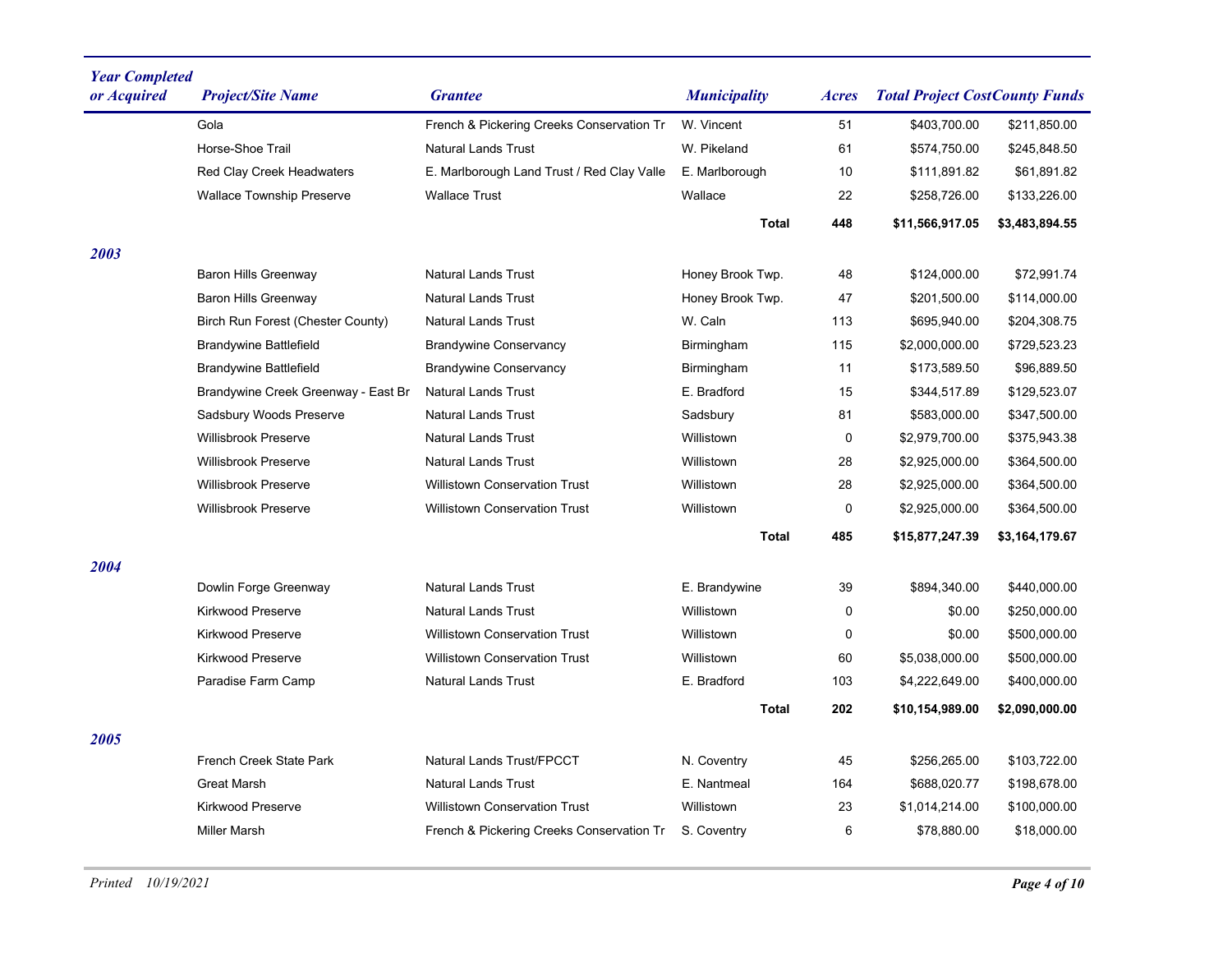| Year Completed or Acquired | Project/Site Name | Grantee | Municipality | Acres | Total Project Cost | County Funds |
|---|---|---|---|---|---|---|
| | Gola | French & Pickering Creeks Conservation Tr | W. Vincent | 51 | $403,700.00 | $211,850.00 |
| | Horse-Shoe Trail | Natural Lands Trust | W. Pikeland | 61 | $574,750.00 | $245,848.50 |
| | Red Clay Creek Headwaters | E. Marlborough Land Trust / Red Clay Valle | E. Marlborough | 10 | $111,891.82 | $61,891.82 |
| | Wallace Township Preserve | Wallace Trust | Wallace | 22 | $258,726.00 | $133,226.00 |
| | | | **Total** | **448** | **$11,566,917.05** | **$3,483,894.55** |
| ***2003*** | | | | | | |
| | Baron Hills Greenway | Natural Lands Trust | Honey Brook Twp. | 48 | $124,000.00 | $72,991.74 |
| | Baron Hills Greenway | Natural Lands Trust | Honey Brook Twp. | 47 | $201,500.00 | $114,000.00 |
| | Birch Run Forest (Chester County) | Natural Lands Trust | W. Caln | 113 | $695,940.00 | $204,308.75 |
| | Brandywine Battlefield | Brandywine Conservancy | Birmingham | 115 | $2,000,000.00 | $729,523.23 |
| | Brandywine Battlefield | Brandywine Conservancy | Birmingham | 11 | $173,589.50 | $96,889.50 |
| | Brandywine Creek Greenway - East Br | Natural Lands Trust | E. Bradford | 15 | $344,517.89 | $129,523.07 |
| | Sadsbury Woods Preserve | Natural Lands Trust | Sadsbury | 81 | $583,000.00 | $347,500.00 |
| | Willisbrook Preserve | Natural Lands Trust | Willistown | 0 | $2,979,700.00 | $375,943.38 |
| | Willisbrook Preserve | Natural Lands Trust | Willistown | 28 | $2,925,000.00 | $364,500.00 |
| | Willisbrook Preserve | Willistown Conservation Trust | Willistown | 28 | $2,925,000.00 | $364,500.00 |
| | Willisbrook Preserve | Willistown Conservation Trust | Willistown | 0 | $2,925,000.00 | $364,500.00 |
| | | | **Total** | **485** | **$15,877,247.39** | **$3,164,179.67** |
| ***2004*** | | | | | | |
| | Dowlin Forge Greenway | Natural Lands Trust | E. Brandywine | 39 | $894,340.00 | $440,000.00 |
| | Kirkwood Preserve | Natural Lands Trust | Willistown | 0 | $0.00 | $250,000.00 |
| | Kirkwood Preserve | Willistown Conservation Trust | Willistown | 0 | $0.00 | $500,000.00 |
| | Kirkwood Preserve | Willistown Conservation Trust | Willistown | 60 | $5,038,000.00 | $500,000.00 |
| | Paradise Farm Camp | Natural Lands Trust | E. Bradford | 103 | $4,222,649.00 | $400,000.00 |
| | | | **Total** | **202** | **$10,154,989.00** | **$2,090,000.00** |
| ***2005*** | | | | | | |
| | French Creek State Park | Natural Lands Trust/FPCCT | N. Coventry | 45 | $256,265.00 | $103,722.00 |
| | Great Marsh | Natural Lands Trust | E. Nantmeal | 164 | $688,020.77 | $198,678.00 |
| | Kirkwood Preserve | Willistown Conservation Trust | Willistown | 23 | $1,014,214.00 | $100,000.00 |
| | Miller Marsh | French & Pickering Creeks Conservation Tr | S. Coventry | 6 | $78,880.00 | $18,000.00 |

*Printed 10/19/2021*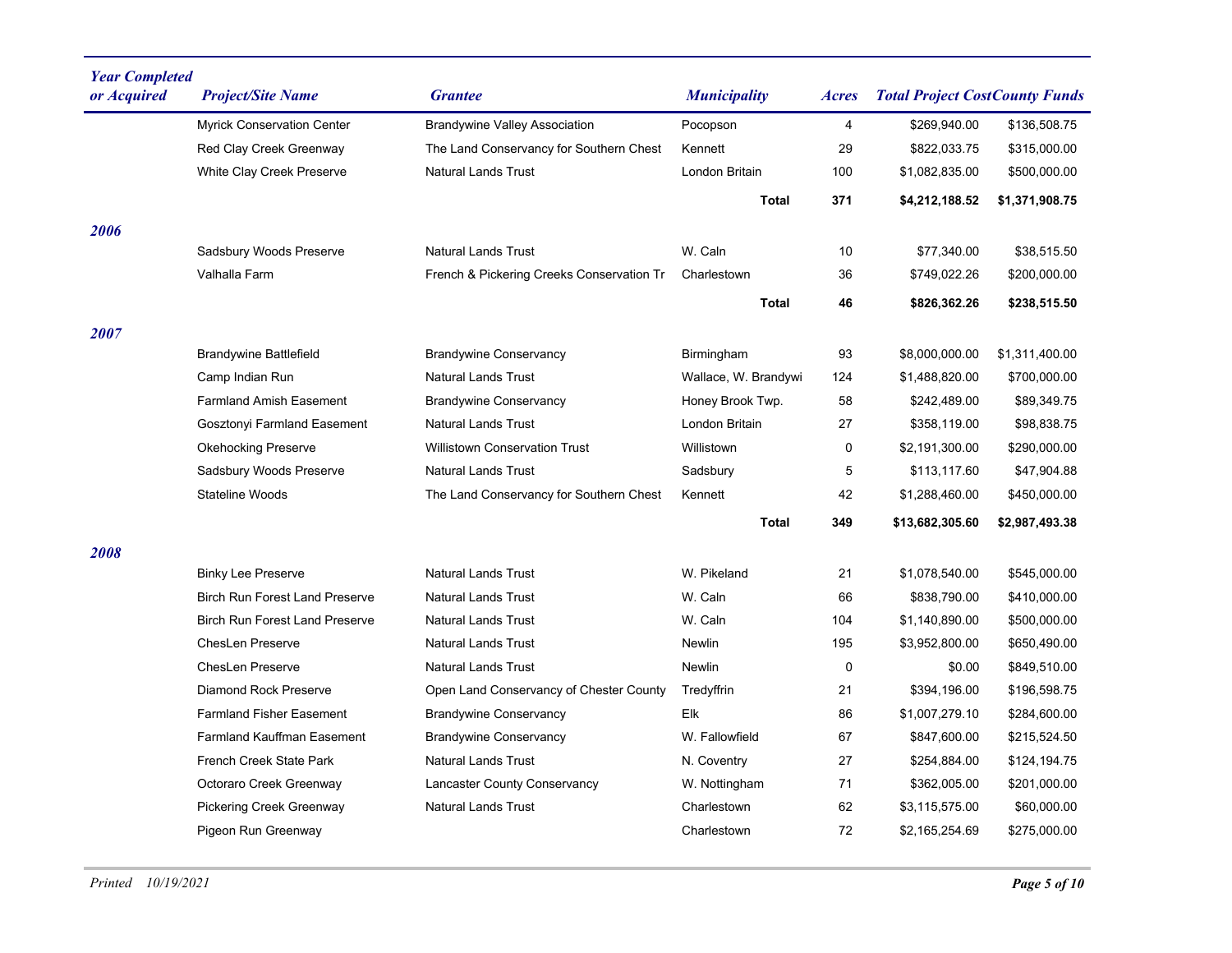| Year Completed or Acquired | Project/Site Name | Grantee | Municipality | Acres | Total Project Cost | County Funds |
|---|---|---|---|---|---|---|
| | Myrick Conservation Center | Brandywine Valley Association | Pocopson | 4 | $269,940.00 | $136,508.75 |
| | Red Clay Creek Greenway | The Land Conservancy for Southern Chest | Kennett | 29 | $822,033.75 | $315,000.00 |
| | White Clay Creek Preserve | Natural Lands Trust | London Britain | 100 | $1,082,835.00 | $500,000.00 |
| | | | **Total** | **371** | **$4,212,188.52** | **$1,371,908.75** |
| ***2006*** | | | | | | |
| | Sadsbury Woods Preserve | Natural Lands Trust | W. Caln | 10 | $77,340.00 | $38,515.50 |
| | Valhalla Farm | French & Pickering Creeks Conservation Tr | Charlestown | 36 | $749,022.26 | $200,000.00 |
| | | | **Total** | **46** | **$826,362.26** | **$238,515.50** |
| ***2007*** | | | | | | |
| | Brandywine Battlefield | Brandywine Conservancy | Birmingham | 93 | $8,000,000.00 | $1,311,400.00 |
| | Camp Indian Run | Natural Lands Trust | Wallace, W. Brandywi | 124 | $1,488,820.00 | $700,000.00 |
| | Farmland Amish Easement | Brandywine Conservancy | Honey Brook Twp. | 58 | $242,489.00 | $89,349.75 |
| | Gosztonyi Farmland Easement | Natural Lands Trust | London Britain | 27 | $358,119.00 | $98,838.75 |
| | Okehocking Preserve | Willistown Conservation Trust | Willistown | 0 | $2,191,300.00 | $290,000.00 |
| | Sadsbury Woods Preserve | Natural Lands Trust | Sadsbury | 5 | $113,117.60 | $47,904.88 |
| | Stateline Woods | The Land Conservancy for Southern Chest | Kennett | 42 | $1,288,460.00 | $450,000.00 |
| | | | **Total** | **349** | **$13,682,305.60** | **$2,987,493.38** |
| ***2008*** | | | | | | |
| | Binky Lee Preserve | Natural Lands Trust | W. Pikeland | 21 | $1,078,540.00 | $545,000.00 |
| | Birch Run Forest Land Preserve | Natural Lands Trust | W. Caln | 66 | $838,790.00 | $410,000.00 |
| | Birch Run Forest Land Preserve | Natural Lands Trust | W. Caln | 104 | $1,140,890.00 | $500,000.00 |
| | ChesLen Preserve | Natural Lands Trust | Newlin | 195 | $3,952,800.00 | $650,490.00 |
| | ChesLen Preserve | Natural Lands Trust | Newlin | 0 | $0.00 | $849,510.00 |
| | Diamond Rock Preserve | Open Land Conservancy of Chester County | Tredyffrin | 21 | $394,196.00 | $196,598.75 |
| | Farmland Fisher Easement | Brandywine Conservancy | Elk | 86 | $1,007,279.10 | $284,600.00 |
| | Farmland Kauffman Easement | Brandywine Conservancy | W. Fallowfield | 67 | $847,600.00 | $215,524.50 |
| | French Creek State Park | Natural Lands Trust | N. Coventry | 27 | $254,884.00 | $124,194.75 |
| | Octoraro Creek Greenway | Lancaster County Conservancy | W. Nottingham | 71 | $362,005.00 | $201,000.00 |
| | Pickering Creek Greenway | Natural Lands Trust | Charlestown | 62 | $3,115,575.00 | $60,000.00 |
| | Pigeon Run Greenway | | Charlestown | 72 | $2,165,254.69 | $275,000.00 |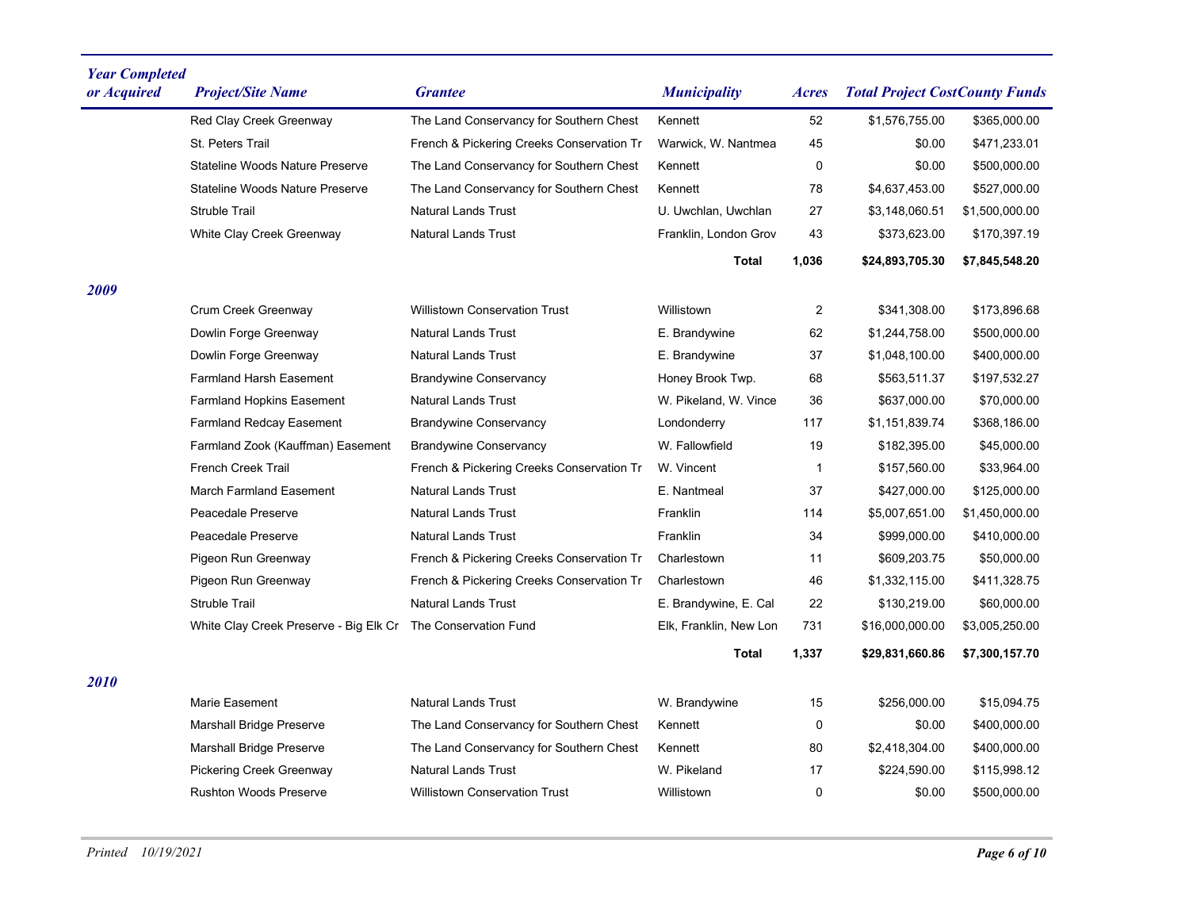| Year Completed or Acquired | Project/Site Name | Grantee | Municipality | Acres | Total Project Cost | County Funds |
|---|---|---|---|---|---|---|
| | Red Clay Creek Greenway | The Land Conservancy for Southern Chest | Kennett | 52 | $1,576,755.00 | $365,000.00 |
| | St. Peters Trail | French & Pickering Creeks Conservation Tr | Warwick, W. Nantmea | 45 | $0.00 | $471,233.01 |
| | Stateline Woods Nature Preserve | The Land Conservancy for Southern Chest | Kennett | 0 | $0.00 | $500,000.00 |
| | Stateline Woods Nature Preserve | The Land Conservancy for Southern Chest | Kennett | 78 | $4,637,453.00 | $527,000.00 |
| | Struble Trail | Natural Lands Trust | U. Uwchlan, Uwchlan | 27 | $3,148,060.51 | $1,500,000.00 |
| | White Clay Creek Greenway | Natural Lands Trust | Franklin, London Grov | 43 | $373,623.00 | $170,397.19 |
| | | | **Total** | **1,036** | **$24,893,705.30** | **$7,845,548.20** |
| ***2009*** | | | | | | |
| | Crum Creek Greenway | Willistown Conservation Trust | Willistown | 2 | $341,308.00 | $173,896.68 |
| | Dowlin Forge Greenway | Natural Lands Trust | E. Brandywine | 62 | $1,244,758.00 | $500,000.00 |
| | Dowlin Forge Greenway | Natural Lands Trust | E. Brandywine | 37 | $1,048,100.00 | $400,000.00 |
| | Farmland Harsh Easement | Brandywine Conservancy | Honey Brook Twp. | 68 | $563,511.37 | $197,532.27 |
| | Farmland Hopkins Easement | Natural Lands Trust | W. Pikeland, W. Vince | 36 | $637,000.00 | $70,000.00 |
| | Farmland Redcay Easement | Brandywine Conservancy | Londonderry | 117 | $1,151,839.74 | $368,186.00 |
| | Farmland Zook (Kauffman) Easement | Brandywine Conservancy | W. Fallowfield | 19 | $182,395.00 | $45,000.00 |
| | French Creek Trail | French & Pickering Creeks Conservation Tr | W. Vincent | 1 | $157,560.00 | $33,964.00 |
| | March Farmland Easement | Natural Lands Trust | E. Nantmeal | 37 | $427,000.00 | $125,000.00 |
| | Peacedale Preserve | Natural Lands Trust | Franklin | 114 | $5,007,651.00 | $1,450,000.00 |
| | Peacedale Preserve | Natural Lands Trust | Franklin | 34 | $999,000.00 | $410,000.00 |
| | Pigeon Run Greenway | French & Pickering Creeks Conservation Tr | Charlestown | 11 | $609,203.75 | $50,000.00 |
| | Pigeon Run Greenway | French & Pickering Creeks Conservation Tr | Charlestown | 46 | $1,332,115.00 | $411,328.75 |
| | Struble Trail | Natural Lands Trust | E. Brandywine, E. Cal | 22 | $130,219.00 | $60,000.00 |
| | White Clay Creek Preserve - Big Elk Cr | The Conservation Fund | Elk, Franklin, New Lon | 731 | $16,000,000.00 | $3,005,250.00 |
| | | | **Total** | **1,337** | **$29,831,660.86** | **$7,300,157.70** |
| ***2010*** | | | | | | |
| | Marie Easement | Natural Lands Trust | W. Brandywine | 15 | $256,000.00 | $15,094.75 |
| | Marshall Bridge Preserve | The Land Conservancy for Southern Chest | Kennett | 0 | $0.00 | $400,000.00 |
| | Marshall Bridge Preserve | The Land Conservancy for Southern Chest | Kennett | 80 | $2,418,304.00 | $400,000.00 |
| | Pickering Creek Greenway | Natural Lands Trust | W. Pikeland | 17 | $224,590.00 | $115,998.12 |
| | Rushton Woods Preserve | Willistown Conservation Trust | Willistown | 0 | $0.00 | $500,000.00 |

*Printed 10/19/2021*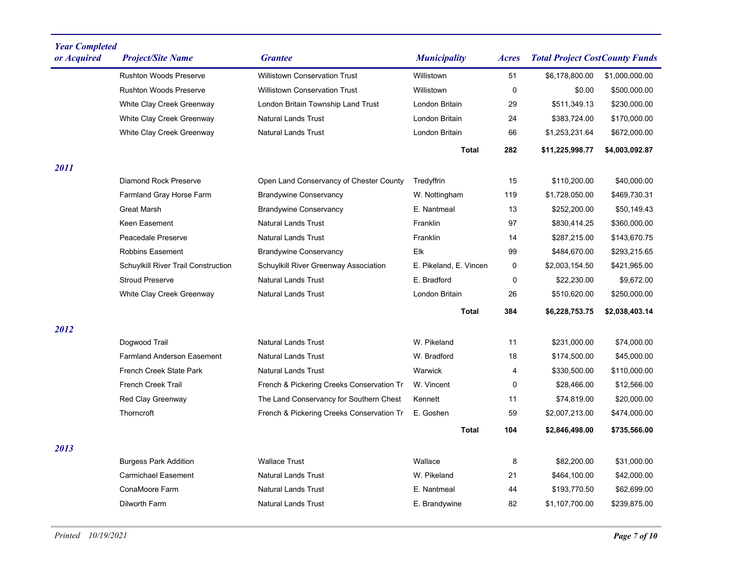| Year Completed or Acquired | Project/Site Name | Grantee | Municipality | Acres | Total Project Cost | County Funds |
|---|---|---|---|---|---|---|
| | Rushton Woods Preserve | Willistown Conservation Trust | Willistown | 51 | $6,178,800.00 | $1,000,000.00 |
| | Rushton Woods Preserve | Willistown Conservation Trust | Willistown | 0 | $0.00 | $500,000.00 |
| | White Clay Creek Greenway | London Britain Township Land Trust | London Britain | 29 | $511,349.13 | $230,000.00 |
| | White Clay Creek Greenway | Natural Lands Trust | London Britain | 24 | $383,724.00 | $170,000.00 |
| | White Clay Creek Greenway | Natural Lands Trust | London Britain | 66 | $1,253,231.64 | $672,000.00 |
| | | | **Total** | **282** | **$11,225,998.77** | **$4,003,092.87** |
| ***2011*** | | | | | | |
| | Diamond Rock Preserve | Open Land Conservancy of Chester County | Tredyffrin | 15 | $110,200.00 | $40,000.00 |
| | Farmland Gray Horse Farm | Brandywine Conservancy | W. Nottingham | 119 | $1,728,050.00 | $469,730.31 |
| | Great Marsh | Brandywine Conservancy | E. Nantmeal | 13 | $252,200.00 | $50,149.43 |
| | Keen Easement | Natural Lands Trust | Franklin | 97 | $830,414.25 | $360,000.00 |
| | Peacedale Preserve | Natural Lands Trust | Franklin | 14 | $287,215.00 | $143,670.75 |
| | Robbins Easement | Brandywine Conservancy | Elk | 99 | $484,670.00 | $293,215.65 |
| | Schuylkill River Trail Construction | Schuylkill River Greenway Association | E. Pikeland, E. Vincen | 0 | $2,003,154.50 | $421,965.00 |
| | Stroud Preserve | Natural Lands Trust | E. Bradford | 0 | $22,230.00 | $9,672.00 |
| | White Clay Creek Greenway | Natural Lands Trust | London Britain | 26 | $510,620.00 | $250,000.00 |
| | | | **Total** | **384** | **$6,228,753.75** | **$2,038,403.14** |
| ***2012*** | | | | | | |
| | Dogwood Trail | Natural Lands Trust | W. Pikeland | 11 | $231,000.00 | $74,000.00 |
| | Farmland Anderson Easement | Natural Lands Trust | W. Bradford | 18 | $174,500.00 | $45,000.00 |
| | French Creek State Park | Natural Lands Trust | Warwick | 4 | $330,500.00 | $110,000.00 |
| | French Creek Trail | French & Pickering Creeks Conservation Tr | W. Vincent | 0 | $28,466.00 | $12,566.00 |
| | Red Clay Greenway | The Land Conservancy for Southern Chest | Kennett | 11 | $74,819.00 | $20,000.00 |
| | Thorncroft | French & Pickering Creeks Conservation Tr | E. Goshen | 59 | $2,007,213.00 | $474,000.00 |
| | | | **Total** | **104** | **$2,846,498.00** | **$735,566.00** |
| ***2013*** | | | | | | |
| | Burgess Park Addition | Wallace Trust | Wallace | 8 | $82,200.00 | $31,000.00 |
| | Carmichael Easement | Natural Lands Trust | W. Pikeland | 21 | $464,100.00 | $42,000.00 |
| | ConaMoore Farm | Natural Lands Trust | E. Nantmeal | 44 | $193,770.50 | $62,699.00 |
| | Dilworth Farm | Natural Lands Trust | E. Brandywine | 82 | $1,107,700.00 | $239,875.00 |

*Printed 10/19/2021*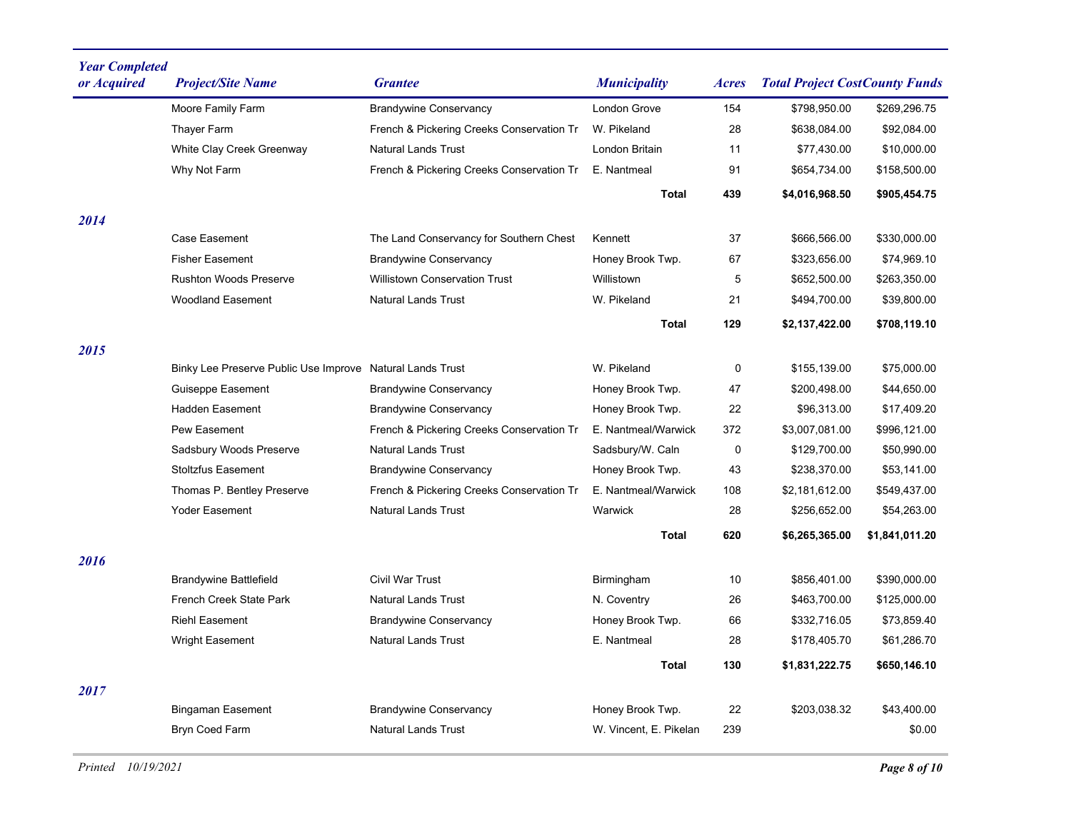| Year Completed or Acquired | Project/Site Name | Grantee | Municipality | Acres | Total Project Cost | County Funds |
|---|---|---|---|---|---|---|
| | Moore Family Farm | Brandywine Conservancy | London Grove | 154 | $798,950.00 | $269,296.75 |
| | Thayer Farm | French & Pickering Creeks Conservation Tr | W. Pikeland | 28 | $638,084.00 | $92,084.00 |
| | White Clay Creek Greenway | Natural Lands Trust | London Britain | 11 | $77,430.00 | $10,000.00 |
| | Why Not Farm | French & Pickering Creeks Conservation Tr | E. Nantmeal | 91 | $654,734.00 | $158,500.00 |
| | | | **Total** | **439** | **$4,016,968.50** | **$905,454.75** |
| ***2014*** | | | | | | |
| | Case Easement | The Land Conservancy for Southern Chest | Kennett | 37 | $666,566.00 | $330,000.00 |
| | Fisher Easement | Brandywine Conservancy | Honey Brook Twp. | 67 | $323,656.00 | $74,969.10 |
| | Rushton Woods Preserve | Willistown Conservation Trust | Willistown | 5 | $652,500.00 | $263,350.00 |
| | Woodland Easement | Natural Lands Trust | W. Pikeland | 21 | $494,700.00 | $39,800.00 |
| | | | **Total** | **129** | **$2,137,422.00** | **$708,119.10** |
| ***2015*** | | | | | | |
| | Binky Lee Preserve Public Use Improve | Natural Lands Trust | W. Pikeland | 0 | $155,139.00 | $75,000.00 |
| | Guiseppe Easement | Brandywine Conservancy | Honey Brook Twp. | 47 | $200,498.00 | $44,650.00 |
| | Hadden Easement | Brandywine Conservancy | Honey Brook Twp. | 22 | $96,313.00 | $17,409.20 |
| | Pew Easement | French & Pickering Creeks Conservation Tr | E. Nantmeal/Warwick | 372 | $3,007,081.00 | $996,121.00 |
| | Sadsbury Woods Preserve | Natural Lands Trust | Sadsbury/W. Caln | 0 | $129,700.00 | $50,990.00 |
| | Stoltzfus Easement | Brandywine Conservancy | Honey Brook Twp. | 43 | $238,370.00 | $53,141.00 |
| | Thomas P. Bentley Preserve | French & Pickering Creeks Conservation Tr | E. Nantmeal/Warwick | 108 | $2,181,612.00 | $549,437.00 |
| | Yoder Easement | Natural Lands Trust | Warwick | 28 | $256,652.00 | $54,263.00 |
| | | | **Total** | **620** | **$6,265,365.00** | **$1,841,011.20** |
| ***2016*** | | | | | | |
| | Brandywine Battlefield | Civil War Trust | Birmingham | 10 | $856,401.00 | $390,000.00 |
| | French Creek State Park | Natural Lands Trust | N. Coventry | 26 | $463,700.00 | $125,000.00 |
| | Riehl Easement | Brandywine Conservancy | Honey Brook Twp. | 66 | $332,716.05 | $73,859.40 |
| | Wright Easement | Natural Lands Trust | E. Nantmeal | 28 | $178,405.70 | $61,286.70 |
| | | | **Total** | **130** | **$1,831,222.75** | **$650,146.10** |
| ***2017*** | | | | | | |
| | Bingaman Easement | Brandywine Conservancy | Honey Brook Twp. | 22 | $203,038.32 | $43,400.00 |
| | Bryn Coed Farm | Natural Lands Trust | W. Vincent, E. Pikelan | 239 | | $0.00 |

*Printed 10/19/2021*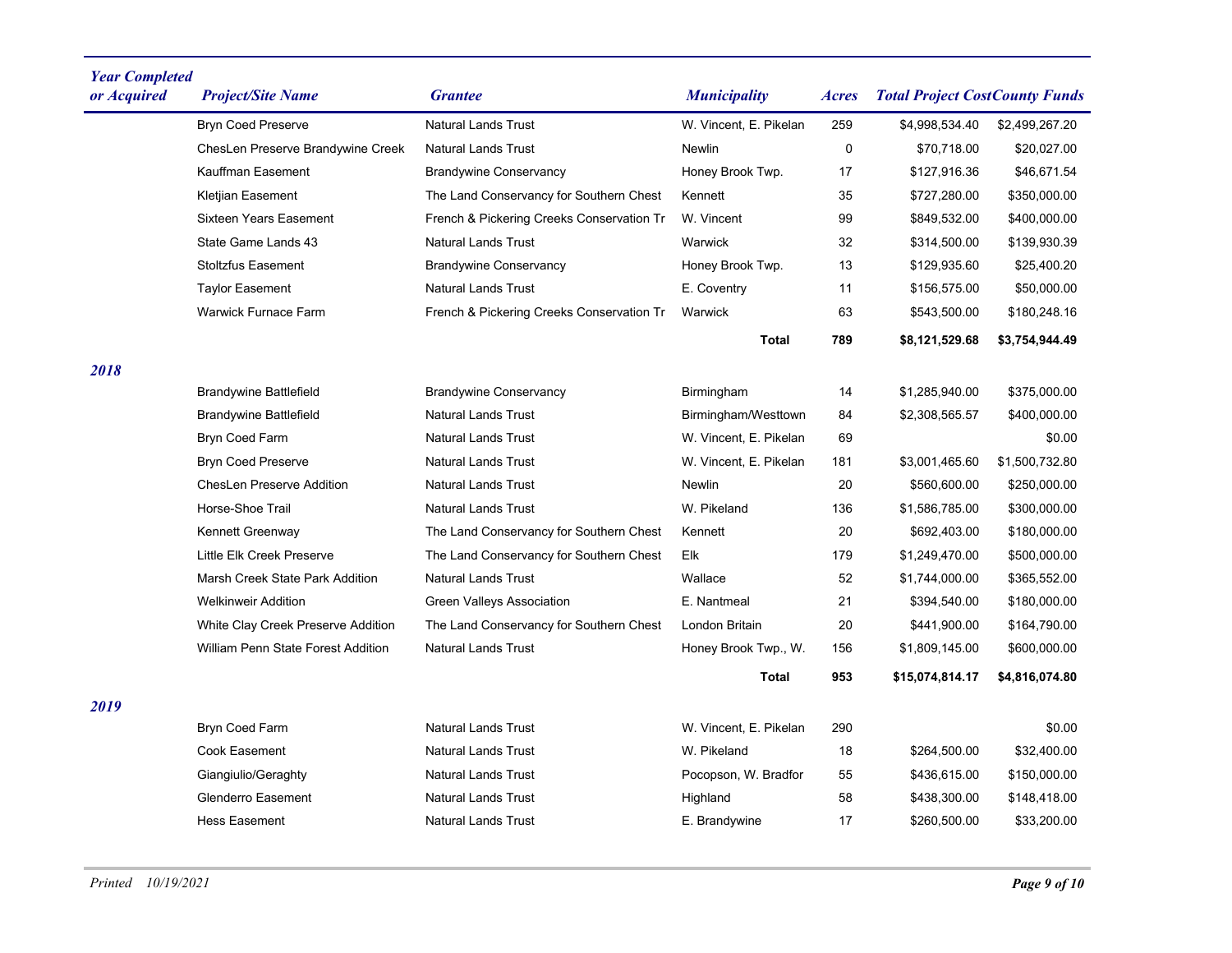| Year Completed or Acquired | Project/Site Name | Grantee | Municipality | Acres | Total Project Cost | County Funds |
|---|---|---|---|---|---|---|
| | Bryn Coed Preserve | Natural Lands Trust | W. Vincent, E. Pikelan | 259 | $4,998,534.40 | $2,499,267.20 |
| | ChesLen Preserve Brandywine Creek | Natural Lands Trust | Newlin | 0 | $70,718.00 | $20,027.00 |
| | Kauffman Easement | Brandywine Conservancy | Honey Brook Twp. | 17 | $127,916.36 | $46,671.54 |
| | Kletjian Easement | The Land Conservancy for Southern Chest | Kennett | 35 | $727,280.00 | $350,000.00 |
| | Sixteen Years Easement | French & Pickering Creeks Conservation Tr | W. Vincent | 99 | $849,532.00 | $400,000.00 |
| | State Game Lands 43 | Natural Lands Trust | Warwick | 32 | $314,500.00 | $139,930.39 |
| | Stoltzfus Easement | Brandywine Conservancy | Honey Brook Twp. | 13 | $129,935.60 | $25,400.20 |
| | Taylor Easement | Natural Lands Trust | E. Coventry | 11 | $156,575.00 | $50,000.00 |
| | Warwick Furnace Farm | French & Pickering Creeks Conservation Tr | Warwick | 63 | $543,500.00 | $180,248.16 |
| | | | **Total** | **789** | **$8,121,529.68** | **$3,754,944.49** |
| ***2018*** | | | | | | |
| | Brandywine Battlefield | Brandywine Conservancy | Birmingham | 14 | $1,285,940.00 | $375,000.00 |
| | Brandywine Battlefield | Natural Lands Trust | Birmingham/Westtown | 84 | $2,308,565.57 | $400,000.00 |
| | Bryn Coed Farm | Natural Lands Trust | W. Vincent, E. Pikelan | 69 | | $0.00 |
| | Bryn Coed Preserve | Natural Lands Trust | W. Vincent, E. Pikelan | 181 | $3,001,465.60 | $1,500,732.80 |
| | ChesLen Preserve Addition | Natural Lands Trust | Newlin | 20 | $560,600.00 | $250,000.00 |
| | Horse-Shoe Trail | Natural Lands Trust | W. Pikeland | 136 | $1,586,785.00 | $300,000.00 |
| | Kennett Greenway | The Land Conservancy for Southern Chest | Kennett | 20 | $692,403.00 | $180,000.00 |
| | Little Elk Creek Preserve | The Land Conservancy for Southern Chest | Elk | 179 | $1,249,470.00 | $500,000.00 |
| | Marsh Creek State Park Addition | Natural Lands Trust | Wallace | 52 | $1,744,000.00 | $365,552.00 |
| | Welkinweir Addition | Green Valleys Association | E. Nantmeal | 21 | $394,540.00 | $180,000.00 |
| | White Clay Creek Preserve Addition | The Land Conservancy for Southern Chest | London Britain | 20 | $441,900.00 | $164,790.00 |
| | William Penn State Forest Addition | Natural Lands Trust | Honey Brook Twp., W. | 156 | $1,809,145.00 | $600,000.00 |
| | | | **Total** | **953** | **$15,074,814.17** | **$4,816,074.80** |
| ***2019*** | | | | | | |
| | Bryn Coed Farm | Natural Lands Trust | W. Vincent, E. Pikelan | 290 | | $0.00 |
| | Cook Easement | Natural Lands Trust | W. Pikeland | 18 | $264,500.00 | $32,400.00 |
| | Giangiulio/Geraghty | Natural Lands Trust | Pocopson, W. Bradfor | 55 | $436,615.00 | $150,000.00 |
| | Glenderro Easement | Natural Lands Trust | Highland | 58 | $438,300.00 | $148,418.00 |
| | Hess Easement | Natural Lands Trust | E. Brandywine | 17 | $260,500.00 | $33,200.00 |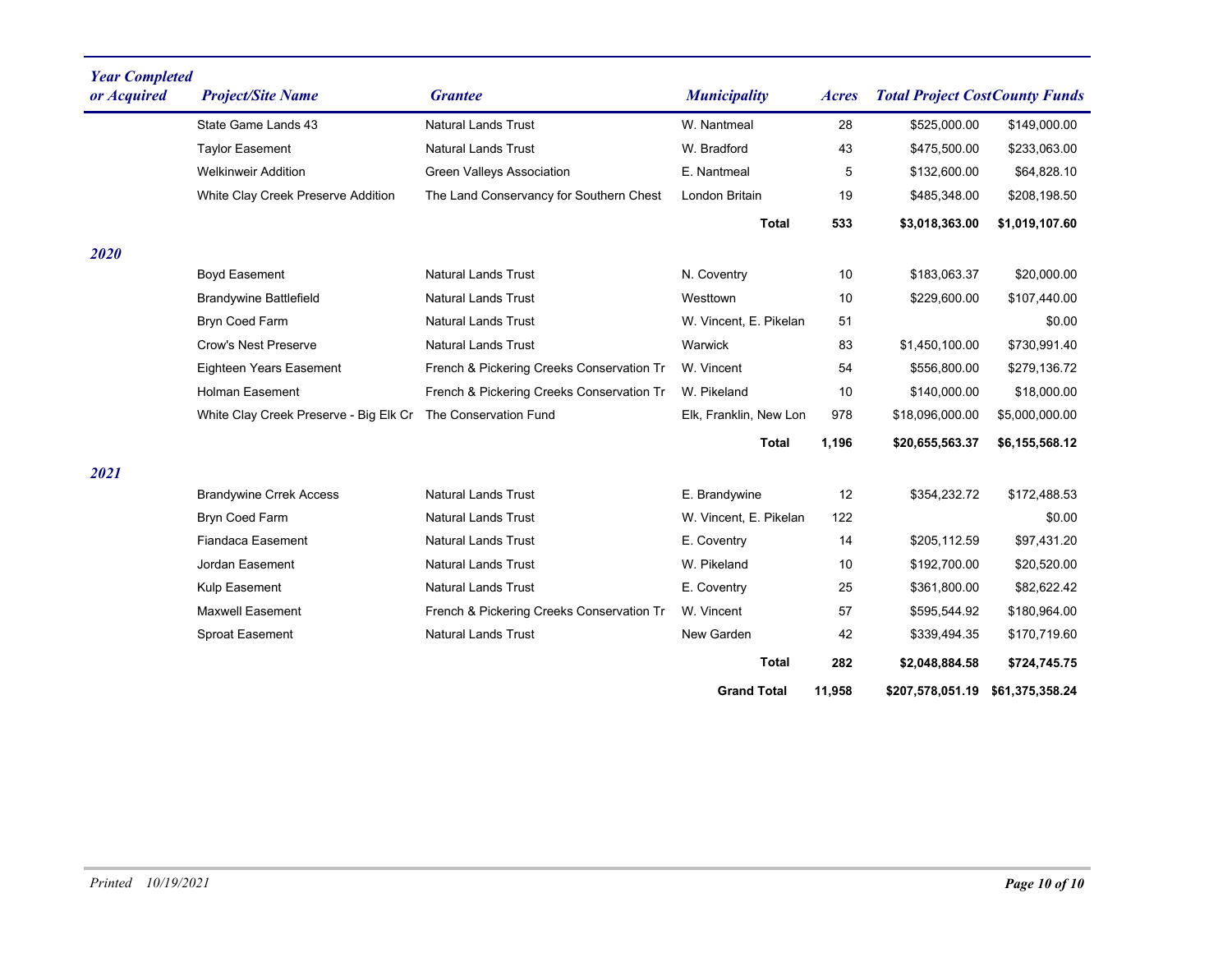| *Year Completed or Acquired* | *Project/Site Name* | *Grantee* | *Municipality* | *Acres* | *Total Project Cost* | *County Funds* |
|---|---|---|---|---|---|---|
| | State Game Lands 43 | Natural Lands Trust | W. Nantmeal | 28 | $525,000.00 | $149,000.00 |
| | Taylor Easement | Natural Lands Trust | W. Bradford | 43 | $475,500.00 | $233,063.00 |
| | Welkinweir Addition | Green Valleys Association | E. Nantmeal | 5 | $132,600.00 | $64,828.10 |
| | White Clay Creek Preserve Addition | The Land Conservancy for Southern Chest | London Britain | 19 | $485,348.00 | $208,198.50 |
| | | | **Total** | **533** | **$3,018,363.00** | **$1,019,107.60** |
| ***2020*** | | | | | | |
| | Boyd Easement | Natural Lands Trust | N. Coventry | 10 | $183,063.37 | $20,000.00 |
| | Brandywine Battlefield | Natural Lands Trust | Westtown | 10 | $229,600.00 | $107,440.00 |
| | Bryn Coed Farm | Natural Lands Trust | W. Vincent, E. Pikelan | 51 | | $0.00 |
| | Crow's Nest Preserve | Natural Lands Trust | Warwick | 83 | $1,450,100.00 | $730,991.40 |
| | Eighteen Years Easement | French & Pickering Creeks Conservation Tr | W. Vincent | 54 | $556,800.00 | $279,136.72 |
| | Holman Easement | French & Pickering Creeks Conservation Tr | W. Pikeland | 10 | $140,000.00 | $18,000.00 |
| | White Clay Creek Preserve - Big Elk Cr | The Conservation Fund | Elk, Franklin, New Lon | 978 | $18,096,000.00 | $5,000,000.00 |
| | | | **Total** | **1,196** | **$20,655,563.37** | **$6,155,568.12** |
| ***2021*** | | | | | | |
| | Brandywine Crrek Access | Natural Lands Trust | E. Brandywine | 12 | $354,232.72 | $172,488.53 |
| | Bryn Coed Farm | Natural Lands Trust | W. Vincent, E. Pikelan | 122 | | $0.00 |
| | Fiandaca Easement | Natural Lands Trust | E. Coventry | 14 | $205,112.59 | $97,431.20 |
| | Jordan Easement | Natural Lands Trust | W. Pikeland | 10 | $192,700.00 | $20,520.00 |
| | Kulp Easement | Natural Lands Trust | E. Coventry | 25 | $361,800.00 | $82,622.42 |
| | Maxwell Easement | French & Pickering Creeks Conservation Tr | W. Vincent | 57 | $595,544.92 | $180,964.00 |
| | Sproat Easement | Natural Lands Trust | New Garden | 42 | $339,494.35 | $170,719.60 |
| | | | **Total** | **282** | **$2,048,884.58** | **$724,745.75** |
| | | | **Grand Total** | **11,958** | **$207,578,051.19** | **$61,375,358.24** |

*Printed 10/19/2021*